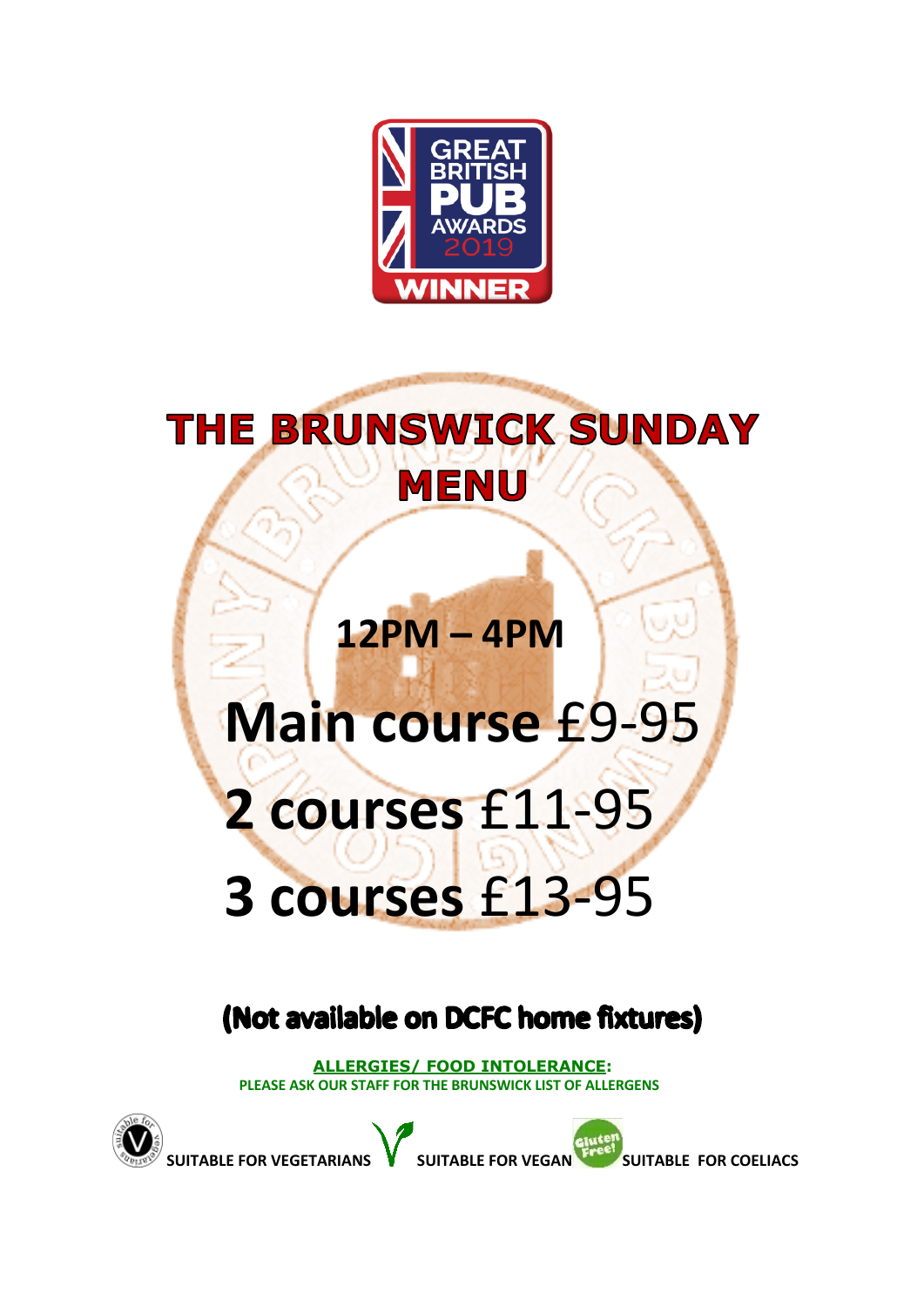# THE BRUNSWICK SUNDAY MENU

## 12PM – 4PM

## **Main course** £9-95

## **2 courses** £11-95

## **3 courses** £13-95

### (Not available on DCFC home fixtures)

**ALLERGIES/ FOOD INTOLERANCE:**
**PLEASE ASK OUR STAFF FOR THE BRUNSWICK LIST OF ALLERGENS**

**SUITABLE FOR VEGETARIANS** **SUITABLE FOR VEGAN** **SUITABLE FOR COELIACS**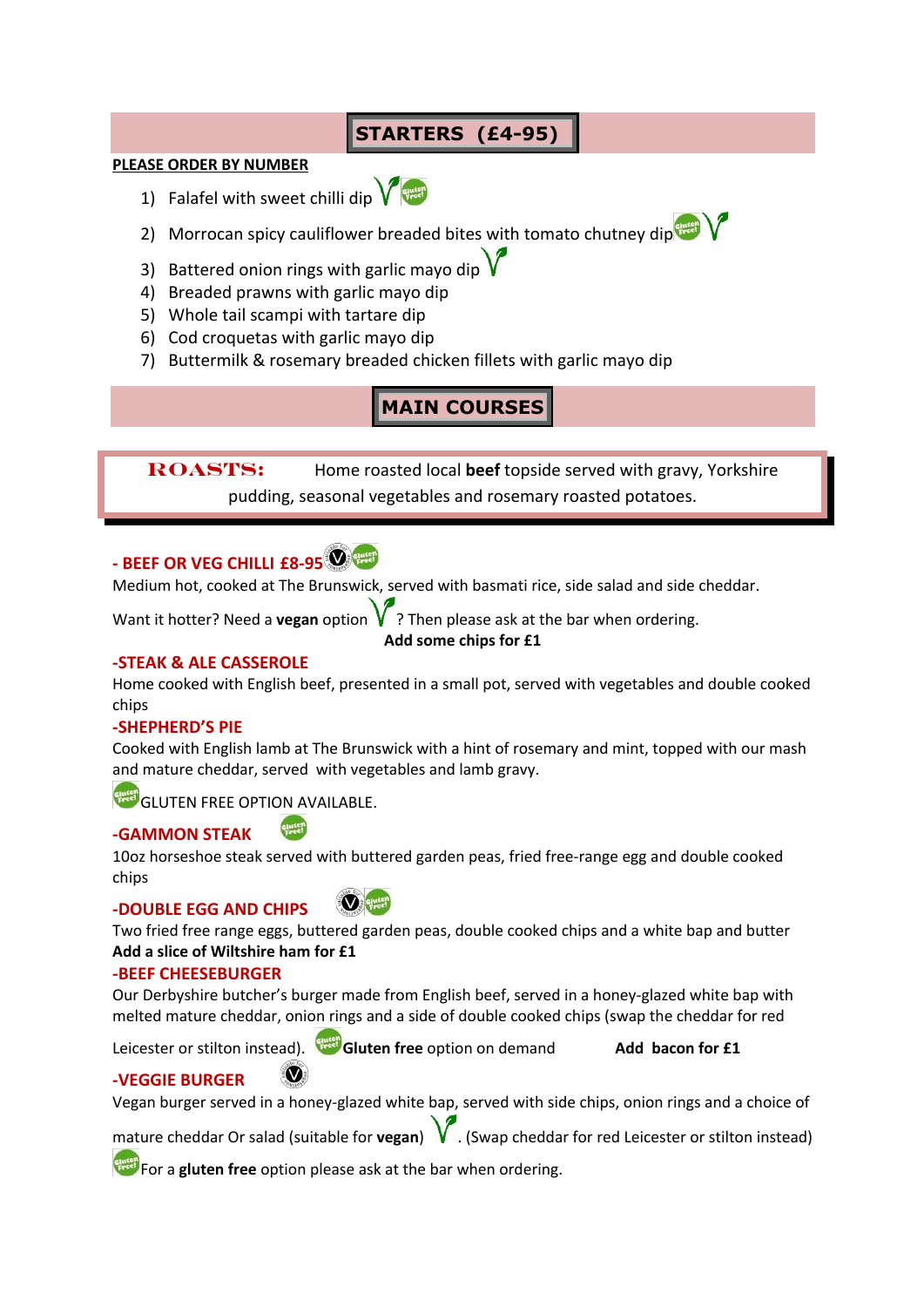## STARTERS (£4-95)

**PLEASE ORDER BY NUMBER**

1) Falafel with sweet chilli dip
2) Morrocan spicy cauliflower breaded bites with tomato chutney dip
3) Battered onion rings with garlic mayo dip
4) Breaded prawns with garlic mayo dip
5) Whole tail scampi with tartare dip
6) Cod croquetas with garlic mayo dip
7) Buttermilk & rosemary breaded chicken fillets with garlic mayo dip

## MAIN COURSES

**ROASTS:** Home roasted local **beef** topside served with gravy, Yorkshire pudding, seasonal vegetables and rosemary roasted potatoes.

### - BEEF OR VEG CHILLI £8-95

Medium hot, cooked at The Brunswick, served with basmati rice, side salad and side cheddar.

Want it hotter? Need a **vegan** option ? Then please ask at the bar when ordering.

**Add some chips for £1**

### -STEAK & ALE CASSEROLE

Home cooked with English beef, presented in a small pot, served with vegetables and double cooked chips

### -SHEPHERD'S PIE

Cooked with English lamb at The Brunswick with a hint of rosemary and mint, topped with our mash and mature cheddar, served with vegetables and lamb gravy.

GLUTEN FREE OPTION AVAILABLE.

### -GAMMON STEAK

10oz horseshoe steak served with buttered garden peas, fried free-range egg and double cooked chips

### -DOUBLE EGG AND CHIPS

Two fried free range eggs, buttered garden peas, double cooked chips and a white bap and butter

**Add a slice of Wiltshire ham for £1**

### -BEEF CHEESEBURGER

Our Derbyshire butcher's burger made from English beef, served in a honey-glazed white bap with melted mature cheddar, onion rings and a side of double cooked chips (swap the cheddar for red Leicester or stilton instead). **Gluten free** option on demand **Add bacon for £1**

### -VEGGIE BURGER

Vegan burger served in a honey-glazed white bap, served with side chips, onion rings and a choice of mature cheddar Or salad (suitable for **vegan**) . (Swap cheddar for red Leicester or stilton instead)

For a **gluten free** option please ask at the bar when ordering.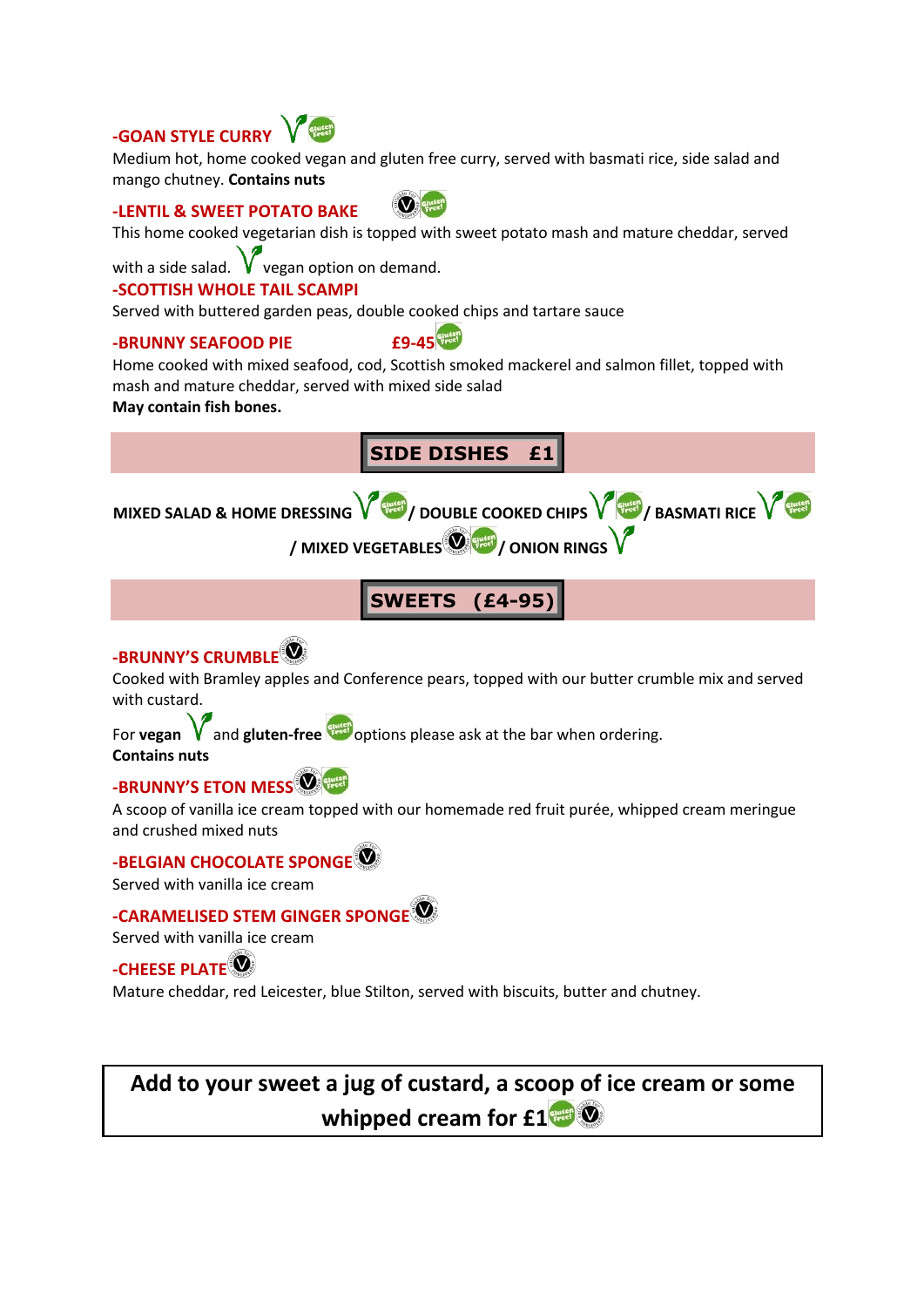**-GOAN STYLE CURRY**

Medium hot, home cooked vegan and gluten free curry, served with basmati rice, side salad and mango chutney. **Contains nuts**

**-LENTIL & SWEET POTATO BAKE**

This home cooked vegetarian dish is topped with sweet potato mash and mature cheddar, served with a side salad. vegan option on demand.

**-SCOTTISH WHOLE TAIL SCAMPI**

Served with buttered garden peas, double cooked chips and tartare sauce

**-BRUNNY SEAFOOD PIE** £9-45

Home cooked with mixed seafood, cod, Scottish smoked mackerel and salmon fillet, topped with mash and mature cheddar, served with mixed side salad

**May contain fish bones.**

## SIDE DISHES £1

**MIXED SALAD & HOME DRESSING / DOUBLE COOKED CHIPS / BASMATI RICE / MIXED VEGETABLES / ONION RINGS**

## SWEETS (£4-95)

**-BRUNNY'S CRUMBLE**

Cooked with Bramley apples and Conference pears, topped with our butter crumble mix and served with custard.

For **vegan** and **gluten-free** options please ask at the bar when ordering.

**Contains nuts**

**-BRUNNY'S ETON MESS**

A scoop of vanilla ice cream topped with our homemade red fruit purée, whipped cream meringue and crushed mixed nuts

**-BELGIAN CHOCOLATE SPONGE**

Served with vanilla ice cream

**-CARAMELISED STEM GINGER SPONGE**

Served with vanilla ice cream

**-CHEESE PLATE**

Mature cheddar, red Leicester, blue Stilton, served with biscuits, butter and chutney.

**Add to your sweet a jug of custard, a scoop of ice cream or some whipped cream for £1**